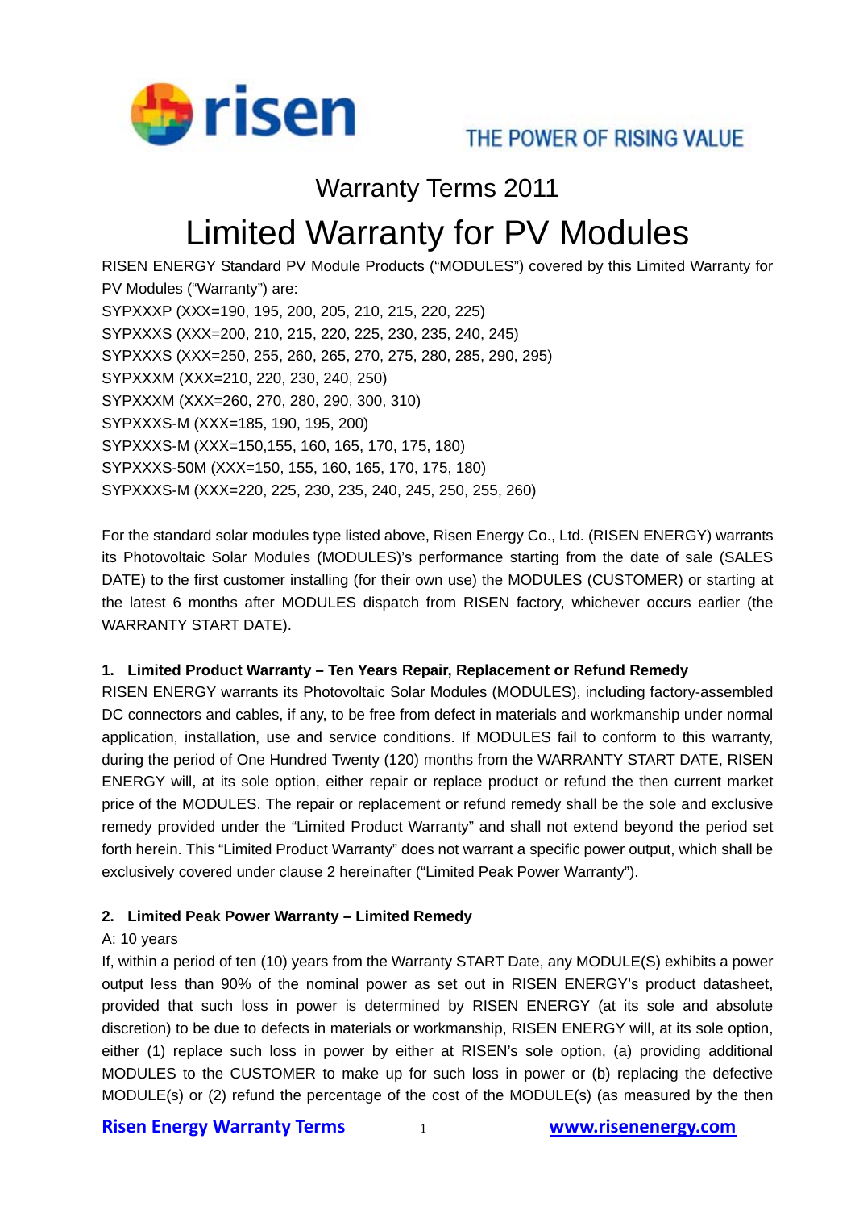Warranty Terms 2011

# Limited Warranty for PV Modules

RISEN ENERGY Standard PV Module Products ("MODULES") covered by this Limited Warranty for PV Modules ("Warranty") are:

SYPXXXP (XXX=190, 195, 200, 205, 210, 215, 220, 225)
SYPXXXS (XXX=200, 210, 215, 220, 225, 230, 235, 240, 245)
SYPXXXS (XXX=250, 255, 260, 265, 270, 275, 280, 285, 290, 295)
SYPXXXM (XXX=210, 220, 230, 240, 250)
SYPXXXM (XXX=260, 270, 280, 290, 300, 310)
SYPXXXS-M (XXX=185, 190, 195, 200)
SYPXXXS-M (XXX=150,155, 160, 165, 170, 175, 180)
SYPXXXS-50M (XXX=150, 155, 160, 165, 170, 175, 180)
SYPXXXS-M (XXX=220, 225, 230, 235, 240, 245, 250, 255, 260)

For the standard solar modules type listed above, Risen Energy Co., Ltd. (RISEN ENERGY) warrants its Photovoltaic Solar Modules (MODULES)'s performance starting from the date of sale (SALES DATE) to the first customer installing (for their own use) the MODULES (CUSTOMER) or starting at the latest 6 months after MODULES dispatch from RISEN factory, whichever occurs earlier (the WARRANTY START DATE).

### 1. Limited Product Warranty – Ten Years Repair, Replacement or Refund Remedy

RISEN ENERGY warrants its Photovoltaic Solar Modules (MODULES), including factory-assembled DC connectors and cables, if any, to be free from defect in materials and workmanship under normal application, installation, use and service conditions. If MODULES fail to conform to this warranty, during the period of One Hundred Twenty (120) months from the WARRANTY START DATE, RISEN ENERGY will, at its sole option, either repair or replace product or refund the then current market price of the MODULES. The repair or replacement or refund remedy shall be the sole and exclusive remedy provided under the "Limited Product Warranty" and shall not extend beyond the period set forth herein. This "Limited Product Warranty" does not warrant a specific power output, which shall be exclusively covered under clause 2 hereinafter ("Limited Peak Power Warranty").

### 2. Limited Peak Power Warranty – Limited Remedy

A: 10 years

If, within a period of ten (10) years from the Warranty START Date, any MODULE(S) exhibits a power output less than 90% of the nominal power as set out in RISEN ENERGY's product datasheet, provided that such loss in power is determined by RISEN ENERGY (at its sole and absolute discretion) to be due to defects in materials or workmanship, RISEN ENERGY will, at its sole option, either (1) replace such loss in power by either at RISEN's sole option, (a) providing additional MODULES to the CUSTOMER to make up for such loss in power or (b) replacing the defective MODULE(s) or (2) refund the percentage of the cost of the MODULE(s) (as measured by the then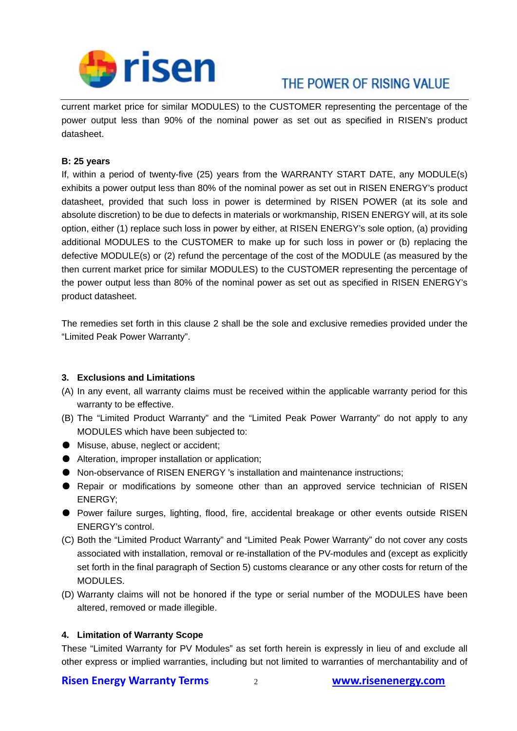current market price for similar MODULES) to the CUSTOMER representing the percentage of the power output less than 90% of the nominal power as set out as specified in RISEN's product datasheet.

**B: 25 years**

If, within a period of twenty-five (25) years from the WARRANTY START DATE, any MODULE(s) exhibits a power output less than 80% of the nominal power as set out in RISEN ENERGY's product datasheet, provided that such loss in power is determined by RISEN POWER (at its sole and absolute discretion) to be due to defects in materials or workmanship, RISEN ENERGY will, at its sole option, either (1) replace such loss in power by either, at RISEN ENERGY's sole option, (a) providing additional MODULES to the CUSTOMER to make up for such loss in power or (b) replacing the defective MODULE(s) or (2) refund the percentage of the cost of the MODULE (as measured by the then current market price for similar MODULES) to the CUSTOMER representing the percentage of the power output less than 80% of the nominal power as set out as specified in RISEN ENERGY's product datasheet.

The remedies set forth in this clause 2 shall be the sole and exclusive remedies provided under the "Limited Peak Power Warranty".

## 3. Exclusions and Limitations

(A) In any event, all warranty claims must be received within the applicable warranty period for this warranty to be effective.

(B) The "Limited Product Warranty" and the "Limited Peak Power Warranty" do not apply to any MODULES which have been subjected to:

- Misuse, abuse, neglect or accident;
- Alteration, improper installation or application;
- Non-observance of RISEN ENERGY 's installation and maintenance instructions;
- Repair or modifications by someone other than an approved service technician of RISEN ENERGY;
- Power failure surges, lighting, flood, fire, accidental breakage or other events outside RISEN ENERGY's control.

(C) Both the "Limited Product Warranty" and "Limited Peak Power Warranty" do not cover any costs associated with installation, removal or re-installation of the PV-modules and (except as explicitly set forth in the final paragraph of Section 5) customs clearance or any other costs for return of the MODULES.

(D) Warranty claims will not be honored if the type or serial number of the MODULES have been altered, removed or made illegible.

## 4. Limitation of Warranty Scope

These "Limited Warranty for PV Modules" as set forth herein is expressly in lieu of and exclude all other express or implied warranties, including but not limited to warranties of merchantability and of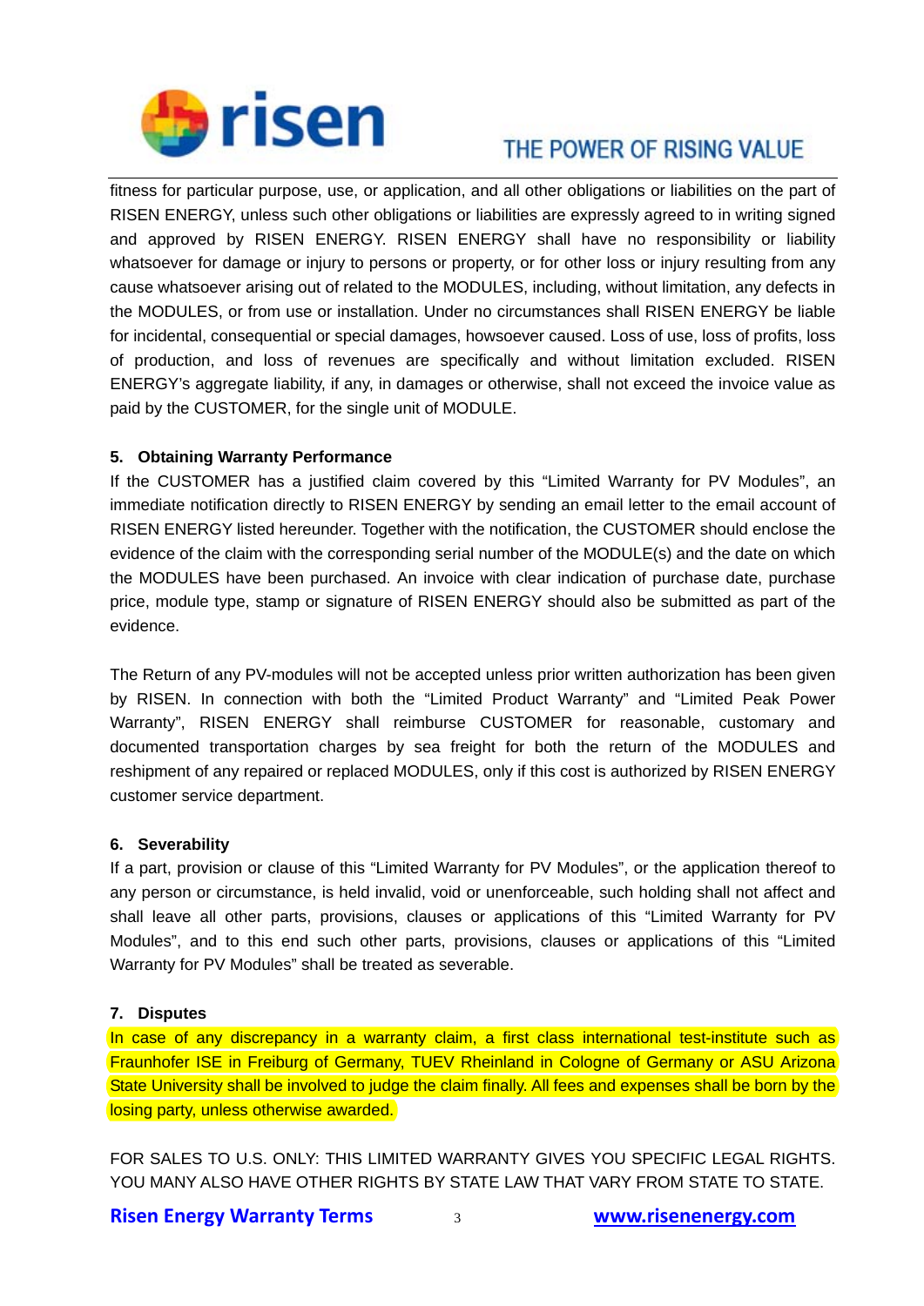fitness for particular purpose, use, or application, and all other obligations or liabilities on the part of RISEN ENERGY, unless such other obligations or liabilities are expressly agreed to in writing signed and approved by RISEN ENERGY. RISEN ENERGY shall have no responsibility or liability whatsoever for damage or injury to persons or property, or for other loss or injury resulting from any cause whatsoever arising out of related to the MODULES, including, without limitation, any defects in the MODULES, or from use or installation. Under no circumstances shall RISEN ENERGY be liable for incidental, consequential or special damages, howsoever caused. Loss of use, loss of profits, loss of production, and loss of revenues are specifically and without limitation excluded. RISEN ENERGY's aggregate liability, if any, in damages or otherwise, shall not exceed the invoice value as paid by the CUSTOMER, for the single unit of MODULE.

**5. Obtaining Warranty Performance**

If the CUSTOMER has a justified claim covered by this "Limited Warranty for PV Modules", an immediate notification directly to RISEN ENERGY by sending an email letter to the email account of RISEN ENERGY listed hereunder. Together with the notification, the CUSTOMER should enclose the evidence of the claim with the corresponding serial number of the MODULE(s) and the date on which the MODULES have been purchased. An invoice with clear indication of purchase date, purchase price, module type, stamp or signature of RISEN ENERGY should also be submitted as part of the evidence.

The Return of any PV-modules will not be accepted unless prior written authorization has been given by RISEN. In connection with both the "Limited Product Warranty" and "Limited Peak Power Warranty", RISEN ENERGY shall reimburse CUSTOMER for reasonable, customary and documented transportation charges by sea freight for both the return of the MODULES and reshipment of any repaired or replaced MODULES, only if this cost is authorized by RISEN ENERGY customer service department.

**6. Severability**

If a part, provision or clause of this "Limited Warranty for PV Modules", or the application thereof to any person or circumstance, is held invalid, void or unenforceable, such holding shall not affect and shall leave all other parts, provisions, clauses or applications of this "Limited Warranty for PV Modules", and to this end such other parts, provisions, clauses or applications of this "Limited Warranty for PV Modules" shall be treated as severable.

**7. Disputes**

In case of any discrepancy in a warranty claim, a first class international test-institute such as Fraunhofer ISE in Freiburg of Germany, TUEV Rheinland in Cologne of Germany or ASU Arizona State University shall be involved to judge the claim finally. All fees and expenses shall be born by the losing party, unless otherwise awarded.

FOR SALES TO U.S. ONLY: THIS LIMITED WARRANTY GIVES YOU SPECIFIC LEGAL RIGHTS. YOU MANY ALSO HAVE OTHER RIGHTS BY STATE LAW THAT VARY FROM STATE TO STATE.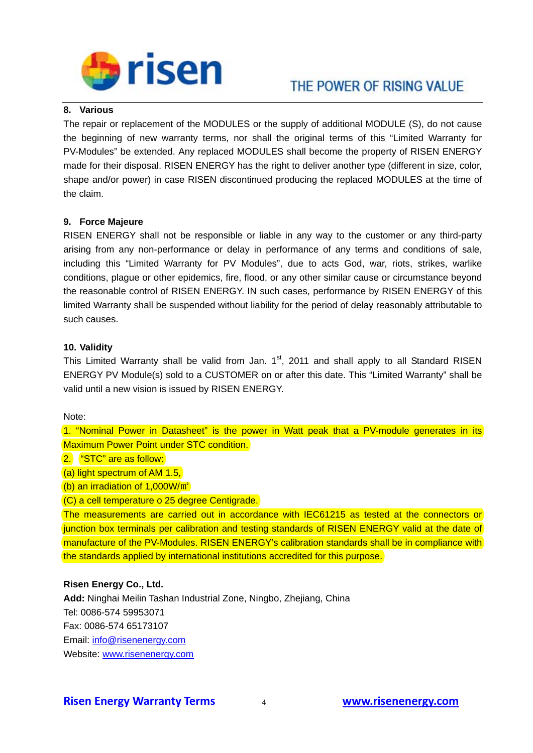## 8. Various

The repair or replacement of the MODULES or the supply of additional MODULE (S), do not cause the beginning of new warranty terms, nor shall the original terms of this "Limited Warranty for PV-Modules" be extended. Any replaced MODULES shall become the property of RISEN ENERGY made for their disposal. RISEN ENERGY has the right to deliver another type (different in size, color, shape and/or power) in case RISEN discontinued producing the replaced MODULES at the time of the claim.

## 9. Force Majeure

RISEN ENERGY shall not be responsible or liable in any way to the customer or any third-party arising from any non-performance or delay in performance of any terms and conditions of sale, including this "Limited Warranty for PV Modules", due to acts God, war, riots, strikes, warlike conditions, plague or other epidemics, fire, flood, or any other similar cause or circumstance beyond the reasonable control of RISEN ENERGY. IN such cases, performance by RISEN ENERGY of this limited Warranty shall be suspended without liability for the period of delay reasonably attributable to such causes.

## 10. Validity

This Limited Warranty shall be valid from Jan. 1st, 2011 and shall apply to all Standard RISEN ENERGY PV Module(s) sold to a CUSTOMER on or after this date. This "Limited Warranty" shall be valid until a new vision is issued by RISEN ENERGY.

Note:

1. "Nominal Power in Datasheet" is the power in Watt peak that a PV-module generates in its Maximum Power Point under STC condition.

2. "STC" are as follow:

(a) light spectrum of AM 1.5,

(b) an irradiation of 1,000W/㎡

(C) a cell temperature o 25 degree Centigrade.

The measurements are carried out in accordance with IEC61215 as tested at the connectors or junction box terminals per calibration and testing standards of RISEN ENERGY valid at the date of manufacture of the PV-Modules. RISEN ENERGY's calibration standards shall be in compliance with the standards applied by international institutions accredited for this purpose.

**Risen Energy Co., Ltd.**

**Add:** Ninghai Meilin Tashan Industrial Zone, Ningbo, Zhejiang, China

Tel: 0086-574 59953071

Fax: 0086-574 65173107

Email: info@risenenergy.com

Website: www.risenenergy.com